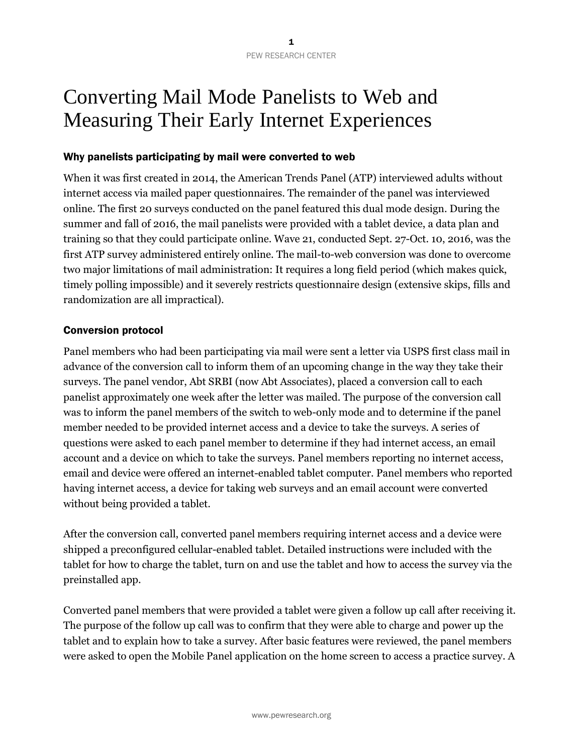# Converting Mail Mode Panelists to Web and Measuring Their Early Internet Experiences

### Why panelists participating by mail were converted to web

When it was first created in 2014, the American Trends Panel (ATP) interviewed adults without internet access via mailed paper questionnaires. The remainder of the panel was interviewed online. The first 20 surveys conducted on the panel featured this dual mode design. During the summer and fall of 2016, the mail panelists were provided with a tablet device, a data plan and training so that they could participate online. Wave 21, conducted Sept. 27-Oct. 10, 2016, was the first ATP survey administered entirely online. The mail-to-web conversion was done to overcome two major limitations of mail administration: It requires a long field period (which makes quick, timely polling impossible) and it severely restricts questionnaire design (extensive skips, fills and randomization are all impractical).

### Conversion protocol

Panel members who had been participating via mail were sent a letter via USPS first class mail in advance of the conversion call to inform them of an upcoming change in the way they take their surveys. The panel vendor, Abt SRBI (now Abt Associates), placed a conversion call to each panelist approximately one week after the letter was mailed. The purpose of the conversion call was to inform the panel members of the switch to web-only mode and to determine if the panel member needed to be provided internet access and a device to take the surveys. A series of questions were asked to each panel member to determine if they had internet access, an email account and a device on which to take the surveys. Panel members reporting no internet access, email and device were offered an internet-enabled tablet computer. Panel members who reported having internet access, a device for taking web surveys and an email account were converted without being provided a tablet.

After the conversion call, converted panel members requiring internet access and a device were shipped a preconfigured cellular-enabled tablet. Detailed instructions were included with the tablet for how to charge the tablet, turn on and use the tablet and how to access the survey via the preinstalled app.

Converted panel members that were provided a tablet were given a follow up call after receiving it. The purpose of the follow up call was to confirm that they were able to charge and power up the tablet and to explain how to take a survey. After basic features were reviewed, the panel members were asked to open the Mobile Panel application on the home screen to access a practice survey. A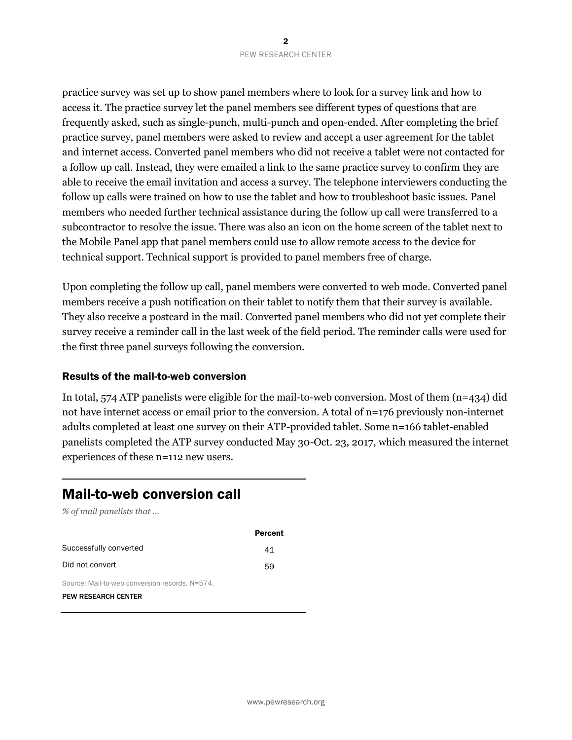practice survey was set up to show panel members where to look for a survey link and how to access it. The practice survey let the panel members see different types of questions that are frequently asked, such as single-punch, multi-punch and open-ended. After completing the brief practice survey, panel members were asked to review and accept a user agreement for the tablet and internet access. Converted panel members who did not receive a tablet were not contacted for a follow up call. Instead, they were emailed a link to the same practice survey to confirm they are able to receive the email invitation and access a survey. The telephone interviewers conducting the follow up calls were trained on how to use the tablet and how to troubleshoot basic issues. Panel members who needed further technical assistance during the follow up call were transferred to a subcontractor to resolve the issue. There was also an icon on the home screen of the tablet next to the Mobile Panel app that panel members could use to allow remote access to the device for technical support. Technical support is provided to panel members free of charge.

Upon completing the follow up call, panel members were converted to web mode. Converted panel members receive a push notification on their tablet to notify them that their survey is available. They also receive a postcard in the mail. Converted panel members who did not yet complete their survey receive a reminder call in the last week of the field period. The reminder calls were used for the first three panel surveys following the conversion.

### Results of the mail-to-web conversion

In total, 574 ATP panelists were eligible for the mail-to-web conversion. Most of them (n=434) did not have internet access or email prior to the conversion. A total of n=176 previously non-internet adults completed at least one survey on their ATP-provided tablet. Some n=166 tablet-enabled panelists completed the ATP survey conducted May 30-Oct. 23, 2017, which measured the internet experiences of these n=112 new users.

## Mail-to-web conversion call

*% of mail panelists that ...*

| | Percent |
|---|---|
| Successfully converted | 41 |
| Did not convert | 59 |

Source: Mail-to-web conversion records. N=574.

PEW RESEARCH CENTER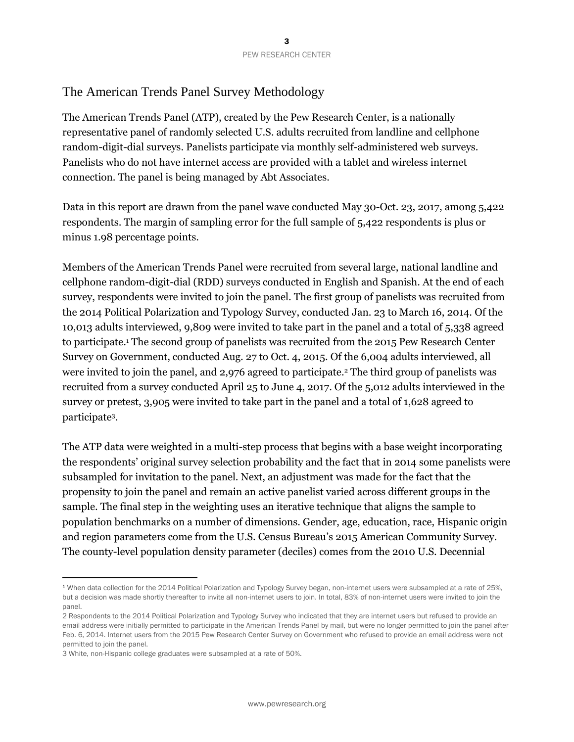# The American Trends Panel Survey Methodology

The American Trends Panel (ATP), created by the Pew Research Center, is a nationally representative panel of randomly selected U.S. adults recruited from landline and cellphone random-digit-dial surveys. Panelists participate via monthly self-administered web surveys. Panelists who do not have internet access are provided with a tablet and wireless internet connection. The panel is being managed by Abt Associates.

Data in this report are drawn from the panel wave conducted May 30-Oct. 23, 2017, among 5,422 respondents. The margin of sampling error for the full sample of 5,422 respondents is plus or minus 1.98 percentage points.

Members of the American Trends Panel were recruited from several large, national landline and cellphone random-digit-dial (RDD) surveys conducted in English and Spanish. At the end of each survey, respondents were invited to join the panel. The first group of panelists was recruited from the 2014 Political Polarization and Typology Survey, conducted Jan. 23 to March 16, 2014. Of the 10,013 adults interviewed, 9,809 were invited to take part in the panel and a total of 5,338 agreed to participate.[1] The second group of panelists was recruited from the 2015 Pew Research Center Survey on Government, conducted Aug. 27 to Oct. 4, 2015. Of the 6,004 adults interviewed, all were invited to join the panel, and 2,976 agreed to participate.[2] The third group of panelists was recruited from a survey conducted April 25 to June 4, 2017. Of the 5,012 adults interviewed in the survey or pretest, 3,905 were invited to take part in the panel and a total of 1,628 agreed to participate[3].

The ATP data were weighted in a multi-step process that begins with a base weight incorporating the respondents' original survey selection probability and the fact that in 2014 some panelists were subsampled for invitation to the panel. Next, an adjustment was made for the fact that the propensity to join the panel and remain an active panelist varied across different groups in the sample. The final step in the weighting uses an iterative technique that aligns the sample to population benchmarks on a number of dimensions. Gender, age, education, race, Hispanic origin and region parameters come from the U.S. Census Bureau's 2015 American Community Survey. The county-level population density parameter (deciles) comes from the 2010 U.S. Decennial

---

[1] When data collection for the 2014 Political Polarization and Typology Survey began, non-internet users were subsampled at a rate of 25%, but a decision was made shortly thereafter to invite all non-internet users to join. In total, 83% of non-internet users were invited to join the panel.

[2] Respondents to the 2014 Political Polarization and Typology Survey who indicated that they are internet users but refused to provide an email address were initially permitted to participate in the American Trends Panel by mail, but were no longer permitted to join the panel after Feb. 6, 2014. Internet users from the 2015 Pew Research Center Survey on Government who refused to provide an email address were not permitted to join the panel.

[3] White, non-Hispanic college graduates were subsampled at a rate of 50%.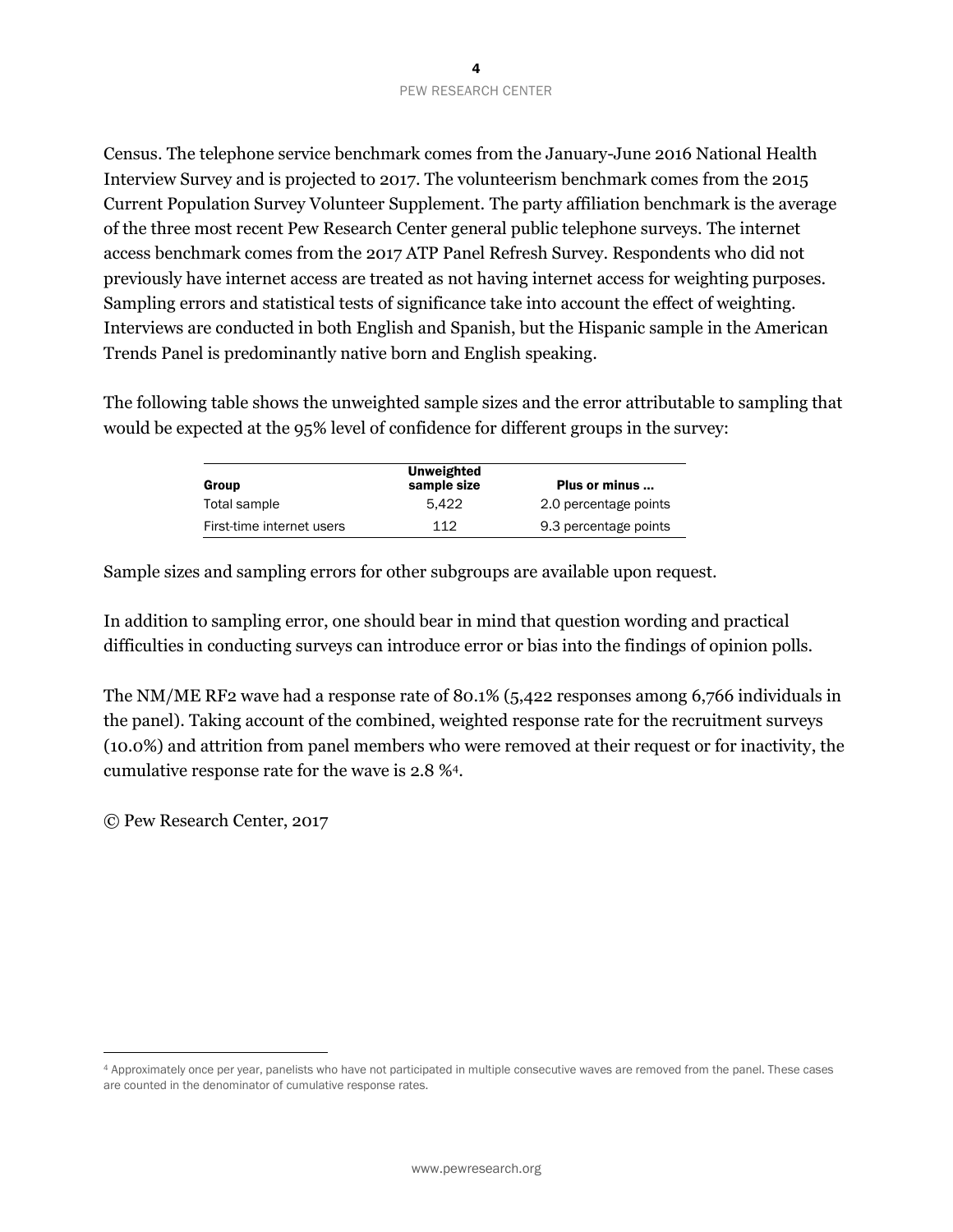Census. The telephone service benchmark comes from the January-June 2016 National Health Interview Survey and is projected to 2017. The volunteerism benchmark comes from the 2015 Current Population Survey Volunteer Supplement. The party affiliation benchmark is the average of the three most recent Pew Research Center general public telephone surveys. The internet access benchmark comes from the 2017 ATP Panel Refresh Survey. Respondents who did not previously have internet access are treated as not having internet access for weighting purposes. Sampling errors and statistical tests of significance take into account the effect of weighting. Interviews are conducted in both English and Spanish, but the Hispanic sample in the American Trends Panel is predominantly native born and English speaking.

The following table shows the unweighted sample sizes and the error attributable to sampling that would be expected at the 95% level of confidence for different groups in the survey:

| Group | Unweighted sample size | Plus or minus … |
|---|---|---|
| Total sample | 5,422 | 2.0 percentage points |
| First-time internet users | 112 | 9.3 percentage points |

Sample sizes and sampling errors for other subgroups are available upon request.

In addition to sampling error, one should bear in mind that question wording and practical difficulties in conducting surveys can introduce error or bias into the findings of opinion polls.

The NM/ME RF2 wave had a response rate of 80.1% (5,422 responses among 6,766 individuals in the panel). Taking account of the combined, weighted response rate for the recruitment surveys (10.0%) and attrition from panel members who were removed at their request or for inactivity, the cumulative response rate for the wave is 2.8 %[4].

© Pew Research Center, 2017

[4] Approximately once per year, panelists who have not participated in multiple consecutive waves are removed from the panel. These cases are counted in the denominator of cumulative response rates.